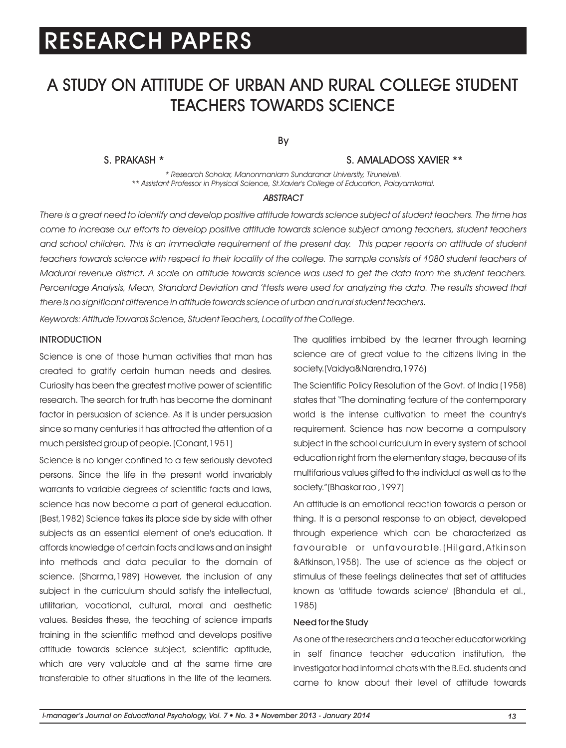# A STUDY ON ATTITUDE OF URBAN AND RURAL COLLEGE STUDENT TEACHERS TOWARDS SCIENCE

By

**S. PRAKASH \*** **S. AMALADOSS XAVIER \*\***

*\* Research Scholar, Manonmaniam Sundaranar University, Tirunelveli.*
*\*\* Assistant Professor in Physical Science, St.Xavier's College of Education, Palayamkottai.*

### ABSTRACT

*There is a great need to identify and develop positive attitude towards science subject of student teachers. The time has come to increase our efforts to develop positive attitude towards science subject among teachers, student teachers and school children. This is an immediate requirement of the present day. This paper reports on attitude of student teachers towards science with respect to their locality of the college. The sample consists of 1080 student teachers of Madurai revenue district. A scale on attitude towards science was used to get the data from the student teachers. Percentage Analysis, Mean, Standard Deviation and 't'tests were used for analyzing the data. The results showed that there is no significant difference in attitude towards science of urban and rural student teachers.*

*Keywords: Attitude Towards Science, Student Teachers, Locality of the College.*

## INTRODUCTION

Science is one of those human activities that man has created to gratify certain human needs and desires. Curiosity has been the greatest motive power of scientific research. The search for truth has become the dominant factor in persuasion of science. As it is under persuasion since so many centuries it has attracted the attention of a much persisted group of people. (Conant,1951)

Science is no longer confined to a few seriously devoted persons. Since the life in the present world invariably warrants to variable degrees of scientific facts and laws, science has now become a part of general education. (Best,1982) Science takes its place side by side with other subjects as an essential element of one's education. It affords knowledge of certain facts and laws and an insight into methods and data peculiar to the domain of science. (Sharma,1989) However, the inclusion of any subject in the curriculum should satisfy the intellectual, utilitarian, vocational, cultural, moral and aesthetic values. Besides these, the teaching of science imparts training in the scientific method and develops positive attitude towards science subject, scientific aptitude, which are very valuable and at the same time are transferable to other situations in the life of the learners. The qualities imbibed by the learner through learning science are of great value to the citizens living in the society.(Vaidya&Narendra,1976)

The Scientific Policy Resolution of the Govt. of India (1958) states that "The dominating feature of the contemporary world is the intense cultivation to meet the country's requirement. Science has now become a compulsory subject in the school curriculum in every system of school education right from the elementary stage, because of its multifarious values gifted to the individual as well as to the society."(Bhaskar rao ,1997)

An attitude is an emotional reaction towards a person or thing. It is a personal response to an object, developed through experience which can be characterized as favourable or unfavourable.(Hilgard,Atkinson &Atkinson,1958). The use of science as the object or stimulus of these feelings delineates that set of attitudes known as 'attitude towards science' (Bhandula et al., 1985)

### Need for the Study

As one of the researchers and a teacher educator working in self finance teacher education institution, the investigator had informal chats with the B.Ed. students and came to know about their level of attitude towards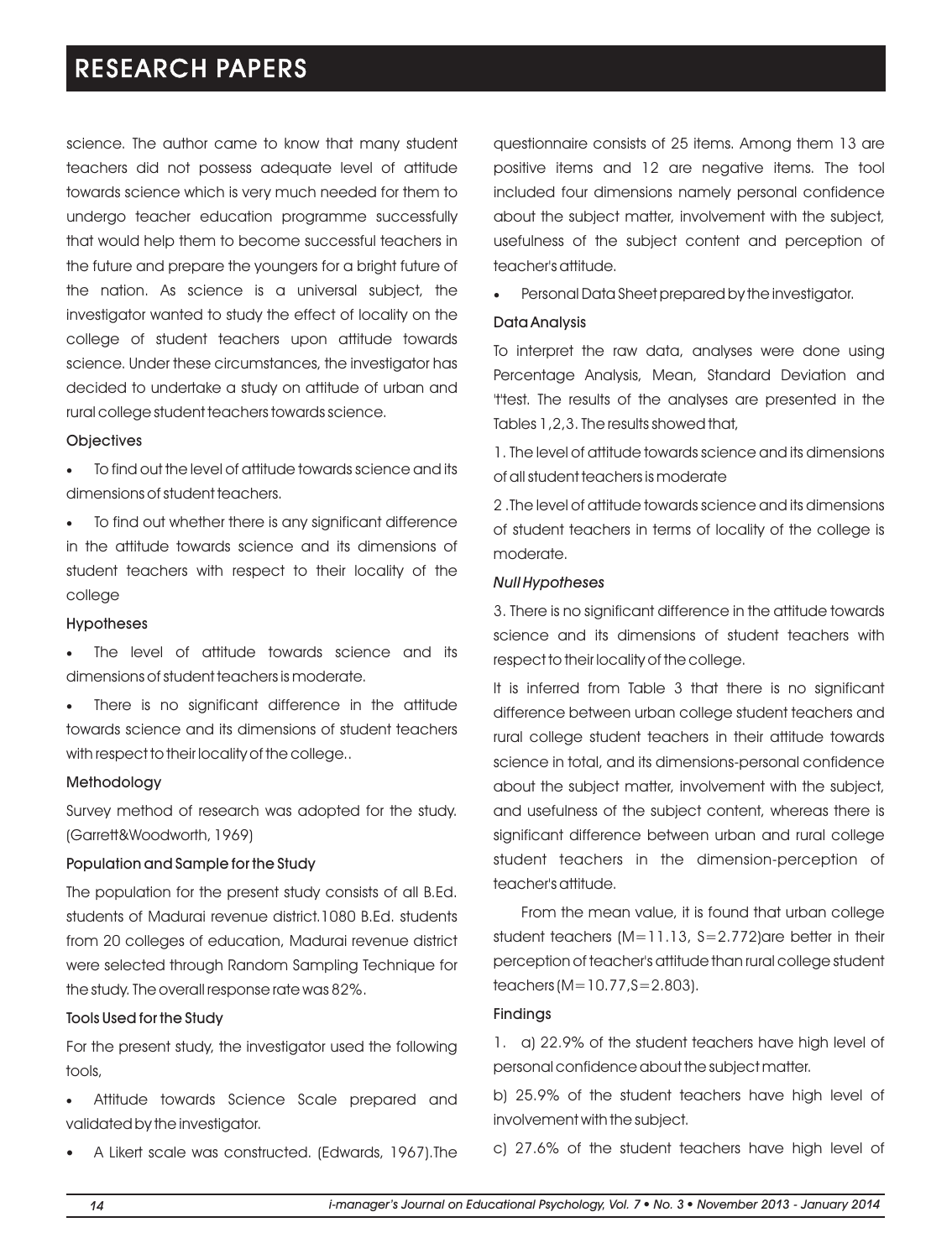science. The author came to know that many student teachers did not possess adequate level of attitude towards science which is very much needed for them to undergo teacher education programme successfully that would help them to become successful teachers in the future and prepare the youngers for a bright future of the nation. As science is a universal subject, the investigator wanted to study the effect of locality on the college of student teachers upon attitude towards science. Under these circumstances, the investigator has decided to undertake a study on attitude of urban and rural college student teachers towards science.

### Objectives

- To find out the level of attitude towards science and its dimensions of student teachers.
- To find out whether there is any significant difference in the attitude towards science and its dimensions of student teachers with respect to their locality of the college

### Hypotheses

- The level of attitude towards science and its dimensions of student teachers is moderate.
- There is no significant difference in the attitude towards science and its dimensions of student teachers with respect to their locality of the college..

### Methodology

Survey method of research was adopted for the study. (Garrett&Woodworth, 1969)

### Population and Sample for the Study

The population for the present study consists of all B.Ed. students of Madurai revenue district.1080 B.Ed. students from 20 colleges of education, Madurai revenue district were selected through Random Sampling Technique for the study. The overall response rate was 82%.

### Tools Used for the Study

For the present study, the investigator used the following tools,

- Attitude towards Science Scale prepared and validated by the investigator.
- A Likert scale was constructed. (Edwards, 1967).The questionnaire consists of 25 items. Among them 13 are positive items and 12 are negative items. The tool included four dimensions namely personal confidence about the subject matter, involvement with the subject, usefulness of the subject content and perception of teacher's attitude.
- Personal Data Sheet prepared by the investigator.

### Data Analysis

To interpret the raw data, analyses were done using Percentage Analysis, Mean, Standard Deviation and 't'test. The results of the analyses are presented in the Tables 1,2,3. The results showed that,

1. The level of attitude towards science and its dimensions of all student teachers is moderate

2 .The level of attitude towards science and its dimensions of student teachers in terms of locality of the college is moderate.

*Null Hypotheses*

3. There is no significant difference in the attitude towards science and its dimensions of student teachers with respect to their locality of the college.

It is inferred from Table 3 that there is no significant difference between urban college student teachers and rural college student teachers in their attitude towards science in total, and its dimensions-personal confidence about the subject matter, involvement with the subject, and usefulness of the subject content, whereas there is significant difference between urban and rural college student teachers in the dimension-perception of teacher's attitude.

From the mean value, it is found that urban college student teachers ($M=11.13$, $S=2.772$)are better in their perception of teacher's attitude than rural college student teachers ($M=10.77$, $S=2.803$).

### Findings

1. a) 22.9% of the student teachers have high level of personal confidence about the subject matter.

b) 25.9% of the student teachers have high level of involvement with the subject.

c) 27.6% of the student teachers have high level of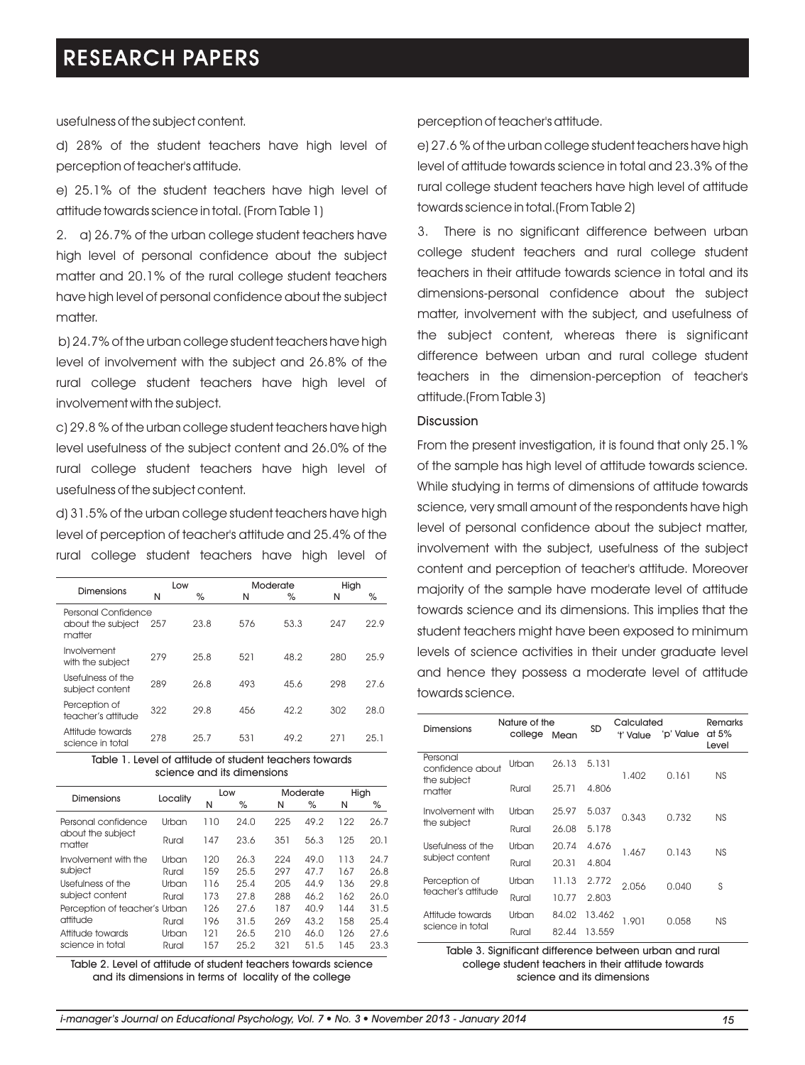usefulness of the subject content.

d) 28% of the student teachers have high level of perception of teacher's attitude.

e) 25.1% of the student teachers have high level of attitude towards science in total. (From Table 1)

2. a) 26.7% of the urban college student teachers have high level of personal confidence about the subject matter and 20.1% of the rural college student teachers have high level of personal confidence about the subject matter.

b) 24.7% of the urban college student teachers have high level of involvement with the subject and 26.8% of the rural college student teachers have high level of involvement with the subject.

c) 29.8 % of the urban college student teachers have high level usefulness of the subject content and 26.0% of the rural college student teachers have high level of usefulness of the subject content.

d) 31.5% of the urban college student teachers have high level of perception of teacher's attitude and 25.4% of the rural college student teachers have high level of perception of teacher's attitude.

| Dimensions | Low | | Moderate | | High | |
|---|---|---|---|---|---|---|
| | N | % | N | % | N | % |
| Personal Confidence about the subject matter | 257 | 23.8 | 576 | 53.3 | 247 | 22.9 |
| Involvement with the subject | 279 | 25.8 | 521 | 48.2 | 280 | 25.9 |
| Usefulness of the subject content | 289 | 26.8 | 493 | 45.6 | 298 | 27.6 |
| Perception of teacher's attitude | 322 | 29.8 | 456 | 42.2 | 302 | 28.0 |
| Attitude towards science in total | 278 | 25.7 | 531 | 49.2 | 271 | 25.1 |

Table 1. Level of attitude of student teachers towards science and its dimensions

| Dimensions | Locality | Low | | Moderate | | High | |
|---|---|---|---|---|---|---|---|
| | | N | % | N | % | N | % |
| Personal confidence about the subject matter | Urban | 110 | 24.0 | 225 | 49.2 | 122 | 26.7 |
| | Rural | 147 | 23.6 | 351 | 56.3 | 125 | 20.1 |
| Involvement with the subject | Urban | 120 | 26.3 | 224 | 49.0 | 113 | 24.7 |
| | Rural | 159 | 25.5 | 297 | 47.7 | 167 | 26.8 |
| Usefulness of the subject content | Urban | 116 | 25.4 | 205 | 44.9 | 136 | 29.8 |
| | Rural | 173 | 27.8 | 288 | 46.2 | 162 | 26.0 |
| Perception of teacher's attitude | Urban | 126 | 27.6 | 187 | 40.9 | 144 | 31.5 |
| | Rural | 196 | 31.5 | 269 | 43.2 | 158 | 25.4 |
| Attitude towards science in total | Urban | 121 | 26.5 | 210 | 46.0 | 126 | 27.6 |
| | Rural | 157 | 25.2 | 321 | 51.5 | 145 | 23.3 |

Table 2. Level of attitude of student teachers towards science and its dimensions in terms of locality of the college

e) 27.6 % of the urban college student teachers have high level of attitude towards science in total and 23.3% of the rural college student teachers have high level of attitude towards science in total. (From Table 2)

3. There is no significant difference between urban college student teachers and rural college student teachers in their attitude towards science in total and its dimensions-personal confidence about the subject matter, involvement with the subject, and usefulness of the subject content, whereas there is significant difference between urban and rural college student teachers in the dimension-perception of teacher's attitude. (From Table 3)

### Discussion

From the present investigation, it is found that only 25.1% of the sample has high level of attitude towards science. While studying in terms of dimensions of attitude towards science, very small amount of the respondents have high level of personal confidence about the subject matter, involvement with the subject, usefulness of the subject content and perception of teacher's attitude. Moreover majority of the sample have moderate level of attitude towards science and its dimensions. This implies that the student teachers might have been exposed to minimum levels of science activities in their under graduate level and hence they possess a moderate level of attitude towards science.

| Dimensions | Nature of the college | Mean | SD | Calculated 't' Value | 'p' Value | Remarks at 5% Level |
|---|---|---|---|---|---|---|
| Personal confidence about the subject matter | Urban | 26.13 | 5.131 | 1.402 | 0.161 | NS |
| | Rural | 25.71 | 4.806 | | | |
| Involvement with the subject | Urban | 25.97 | 5.037 | 0.343 | 0.732 | NS |
| | Rural | 26.08 | 5.178 | | | |
| Usefulness of the subject content | Urban | 20.74 | 4.676 | 1.467 | 0.143 | NS |
| | Rural | 20.31 | 4.804 | | | |
| Perception of teacher's attitude | Urban | 11.13 | 2.772 | 2.056 | 0.040 | S |
| | Rural | 10.77 | 2.803 | | | |
| Attitude towards science in total | Urban | 84.02 | 13.462 | 1.901 | 0.058 | NS |
| | Rural | 82.44 | 13.559 | | | |

Table 3. Significant difference between urban and rural college student teachers in their attitude towards science and its dimensions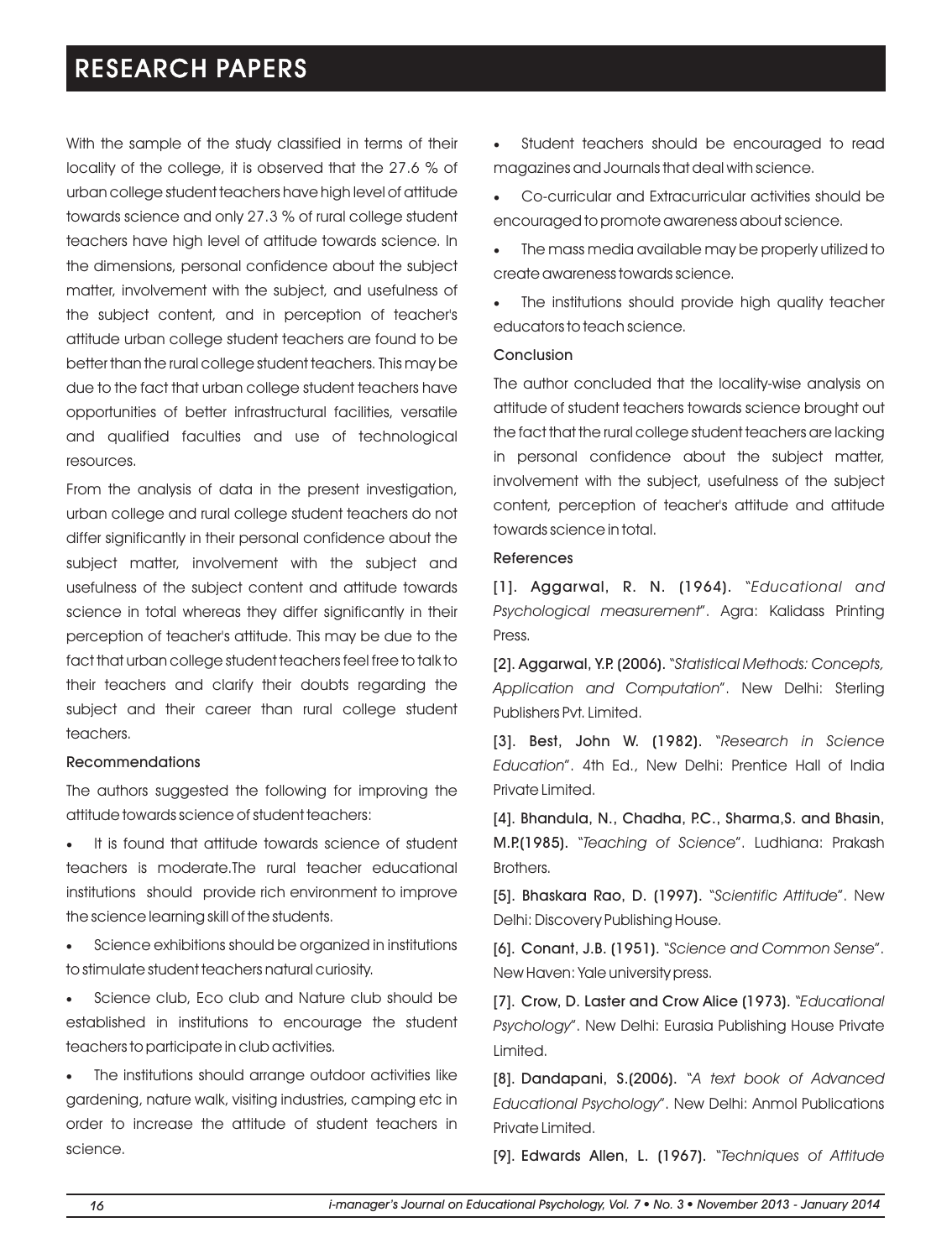With the sample of the study classified in terms of their locality of the college, it is observed that the 27.6 % of urban college student teachers have high level of attitude towards science and only 27.3 % of rural college student teachers have high level of attitude towards science. In the dimensions, personal confidence about the subject matter, involvement with the subject, and usefulness of the subject content, and in perception of teacher's attitude urban college student teachers are found to be better than the rural college student teachers. This may be due to the fact that urban college student teachers have opportunities of better infrastructural facilities, versatile and qualified faculties and use of technological resources.

From the analysis of data in the present investigation, urban college and rural college student teachers do not differ significantly in their personal confidence about the subject matter, involvement with the subject and usefulness of the subject content and attitude towards science in total whereas they differ significantly in their perception of teacher's attitude. This may be due to the fact that urban college student teachers feel free to talk to their teachers and clarify their doubts regarding the subject and their career than rural college student teachers.

### Recommendations

The authors suggested the following for improving the attitude towards science of student teachers:

- It is found that attitude towards science of student teachers is moderate.The rural teacher educational institutions should provide rich environment to improve the science learning skill of the students.
- Science exhibitions should be organized in institutions to stimulate student teachers natural curiosity.
- Science club, Eco club and Nature club should be established in institutions to encourage the student teachers to participate in club activities.
- The institutions should arrange outdoor activities like gardening, nature walk, visiting industries, camping etc in order to increase the attitude of student teachers in science.
- Student teachers should be encouraged to read magazines and Journals that deal with science.
- Co-curricular and Extracurricular activities should be encouraged to promote awareness about science.
- The mass media available may be properly utilized to create awareness towards science.
- The institutions should provide high quality teacher educators to teach science.

### Conclusion

The author concluded that the locality-wise analysis on attitude of student teachers towards science brought out the fact that the rural college student teachers are lacking in personal confidence about the subject matter, involvement with the subject, usefulness of the subject content, perception of teacher's attitude and attitude towards science in total.

### References

[1]. **Aggarwal, R. N. (1964).** "*Educational and Psychological measurement*". Agra: Kalidass Printing Press.

[2]. **Aggarwal, Y.P. (2006).** "*Statistical Methods: Concepts, Application and Computation*". New Delhi: Sterling Publishers Pvt. Limited.

[3]. **Best, John W. (1982).** "*Research in Science Education*". 4th Ed., New Delhi: Prentice Hall of India Private Limited.

[4]. **Bhandula, N., Chadha, P.C., Sharma,S. and Bhasin, M.P.(1985).** "*Teaching of Science*". Ludhiana: Prakash Brothers.

[5]. **Bhaskara Rao, D. (1997).** "*Scientific Attitude*". New Delhi: Discovery Publishing House.

[6]. **Conant, J.B. (1951).** "*Science and Common Sense*". New Haven: Yale university press.

[7]. **Crow, D. Laster and Crow Alice (1973).** "*Educational Psychology*". New Delhi: Eurasia Publishing House Private Limited.

[8]. **Dandapani, S.(2006).** "*A text book of Advanced Educational Psychology*". New Delhi: Anmol Publications Private Limited.

[9]. **Edwards Allen, L. (1967).** "*Techniques of Attitude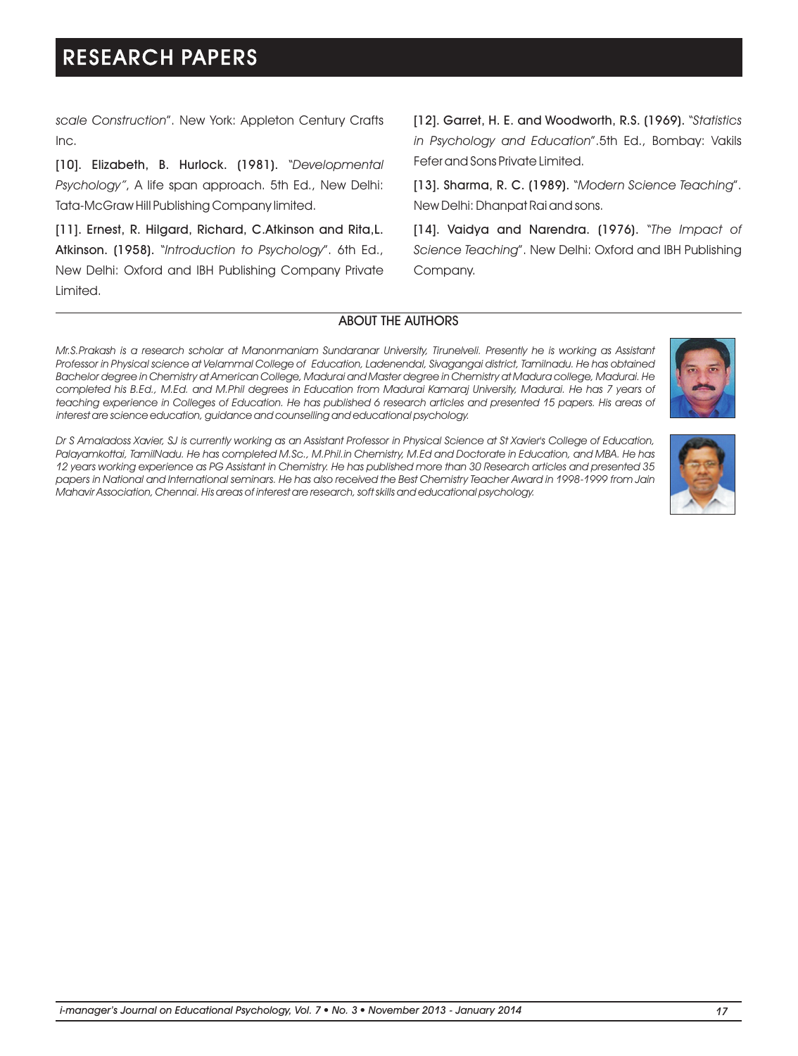scale Construction". New York: Appleton Century Crafts Inc.

[10]. **Elizabeth, B. Hurlock. (1981).** "*Developmental Psychology*", A life span approach. 5th Ed., New Delhi: Tata-McGraw Hill Publishing Company limited.

[11]. **Ernest, R. Hilgard, Richard, C.Atkinson and Rita,L. Atkinson. (1958).** "*Introduction to Psychology*". 6th Ed., New Delhi: Oxford and IBH Publishing Company Private Limited.

[12]. **Garret, H. E. and Woodworth, R.S. (1969).** "*Statistics in Psychology and Education*".5th Ed., Bombay: Vakils Fefer and Sons Private Limited.

[13]. **Sharma, R. C. (1989).** "*Modern Science Teaching*". New Delhi: Dhanpat Rai and sons.

[14]. **Vaidya and Narendra. (1976).** "*The Impact of Science Teaching*". New Delhi: Oxford and IBH Publishing Company.

## ABOUT THE AUTHORS

*Mr.S.Prakash is a research scholar at Manonmaniam Sundaranar University, Tirunelveli. Presently he is working as Assistant Professor in Physical science at Velammal College of Education, Ladenendal, Sivagangai district, Tamilnadu. He has obtained Bachelor degree in Chemistry at American College, Madurai and Master degree in Chemistry at Madura college, Madurai. He completed his B.Ed., M.Ed. and M.Phil degrees in Education from Madurai Kamaraj University, Madurai. He has 7 years of teaching experience in Colleges of Education. He has published 6 research articles and presented 15 papers. His areas of interest are science education, guidance and counselling and educational psychology.*

*Dr S Amaladoss Xavier, SJ is currently working as an Assistant Professor in Physical Science at St Xavier's College of Education, Palayamkottai, TamilNadu. He has completed M.Sc., M.Phil.in Chemistry, M.Ed and Doctorate in Education, and MBA. He has 12 years working experience as PG Assistant in Chemistry. He has published more than 30 Research articles and presented 35 papers in National and International seminars. He has also received the Best Chemistry Teacher Award in 1998-1999 from Jain Mahavir Association, Chennai. His areas of interest are research, soft skills and educational psychology.*